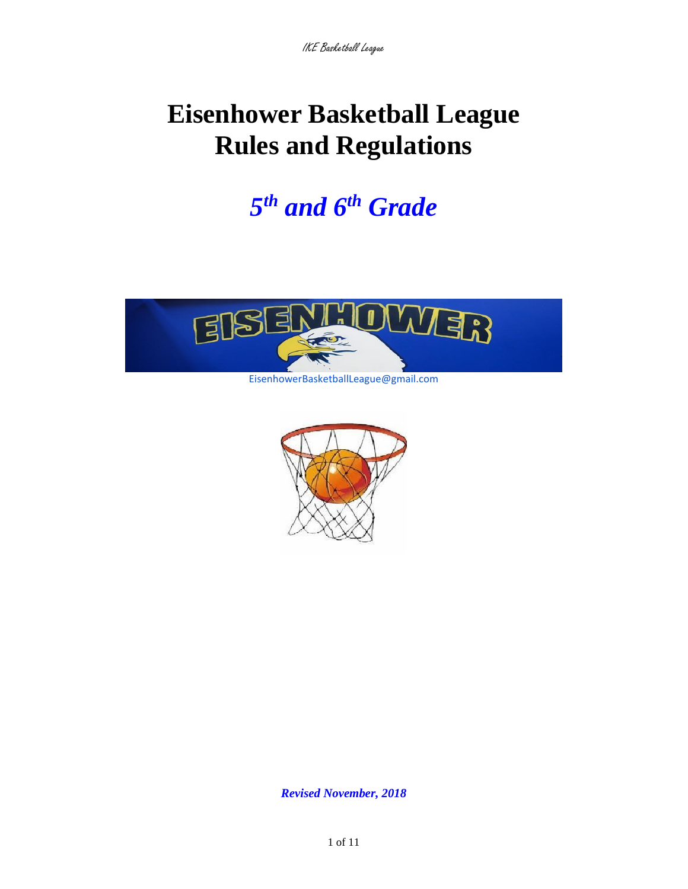# Eisenhower Basketball League Rules and Regulations

## *5th and 6th Grade*

EisenhowerBasketballLeague@gmail.com

***Revised November, 2018***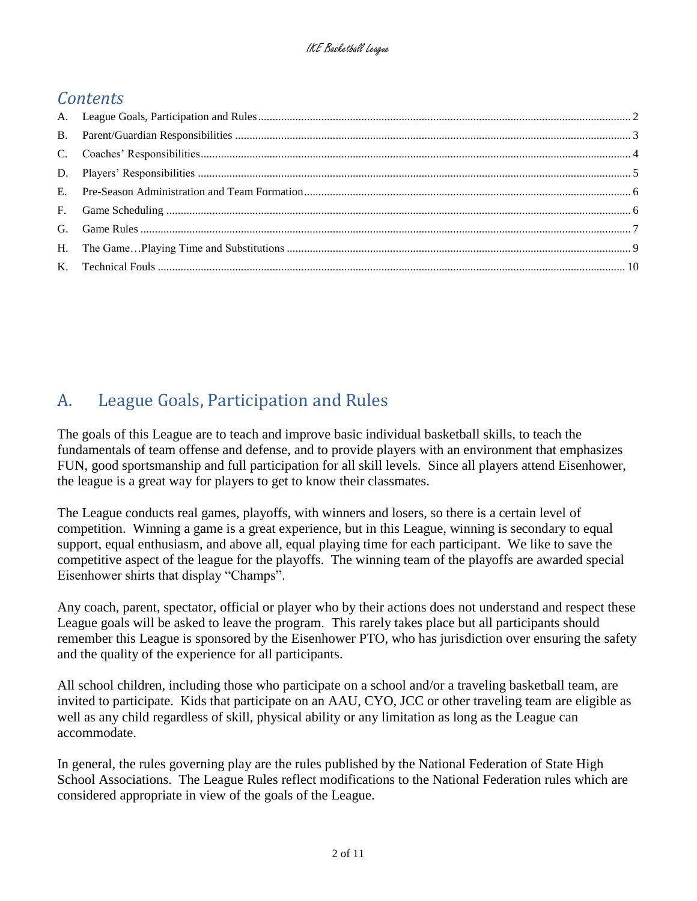## Contents

A. League Goals, Participation and Rules ........ 2
B. Parent/Guardian Responsibilities ........ 3
C. Coaches' Responsibilities ........ 4
D. Players' Responsibilities ........ 5
E. Pre-Season Administration and Team Formation ........ 6
F. Game Scheduling ........ 6
G. Game Rules ........ 7
H. The Game…Playing Time and Substitutions ........ 9
K. Technical Fouls ........ 10

# A. League Goals, Participation and Rules

The goals of this League are to teach and improve basic individual basketball skills, to teach the fundamentals of team offense and defense, and to provide players with an environment that emphasizes FUN, good sportsmanship and full participation for all skill levels. Since all players attend Eisenhower, the league is a great way for players to get to know their classmates.

The League conducts real games, playoffs, with winners and losers, so there is a certain level of competition. Winning a game is a great experience, but in this League, winning is secondary to equal support, equal enthusiasm, and above all, equal playing time for each participant. We like to save the competitive aspect of the league for the playoffs. The winning team of the playoffs are awarded special Eisenhower shirts that display "Champs".

Any coach, parent, spectator, official or player who by their actions does not understand and respect these League goals will be asked to leave the program. This rarely takes place but all participants should remember this League is sponsored by the Eisenhower PTO, who has jurisdiction over ensuring the safety and the quality of the experience for all participants.

All school children, including those who participate on a school and/or a traveling basketball team, are invited to participate. Kids that participate on an AAU, CYO, JCC or other traveling team are eligible as well as any child regardless of skill, physical ability or any limitation as long as the League can accommodate.

In general, the rules governing play are the rules published by the National Federation of State High School Associations. The League Rules reflect modifications to the National Federation rules which are considered appropriate in view of the goals of the League.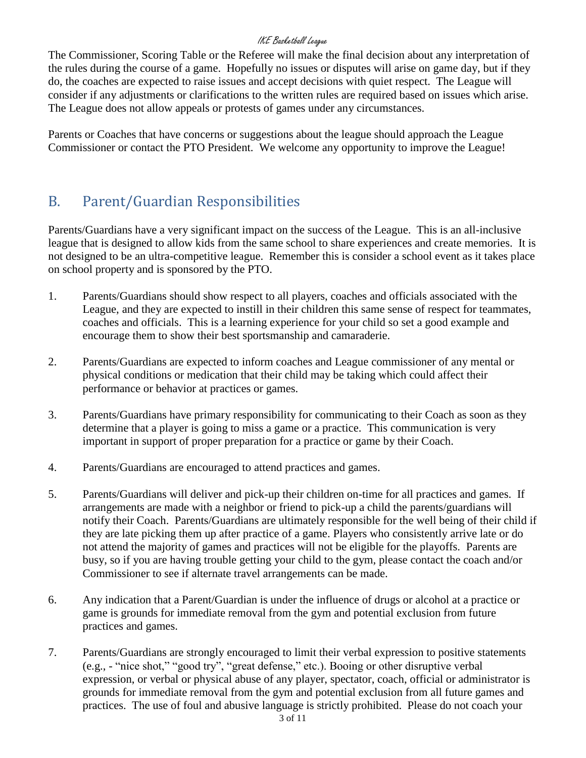The Commissioner, Scoring Table or the Referee will make the final decision about any interpretation of the rules during the course of a game. Hopefully no issues or disputes will arise on game day, but if they do, the coaches are expected to raise issues and accept decisions with quiet respect. The League will consider if any adjustments or clarifications to the written rules are required based on issues which arise. The League does not allow appeals or protests of games under any circumstances.

Parents or Coaches that have concerns or suggestions about the league should approach the League Commissioner or contact the PTO President. We welcome any opportunity to improve the League!

## B. Parent/Guardian Responsibilities

Parents/Guardians have a very significant impact on the success of the League. This is an all-inclusive league that is designed to allow kids from the same school to share experiences and create memories. It is not designed to be an ultra-competitive league. Remember this is consider a school event as it takes place on school property and is sponsored by the PTO.

1. Parents/Guardians should show respect to all players, coaches and officials associated with the League, and they are expected to instill in their children this same sense of respect for teammates, coaches and officials. This is a learning experience for your child so set a good example and encourage them to show their best sportsmanship and camaraderie.

2. Parents/Guardians are expected to inform coaches and League commissioner of any mental or physical conditions or medication that their child may be taking which could affect their performance or behavior at practices or games.

3. Parents/Guardians have primary responsibility for communicating to their Coach as soon as they determine that a player is going to miss a game or a practice. This communication is very important in support of proper preparation for a practice or game by their Coach.

4. Parents/Guardians are encouraged to attend practices and games.

5. Parents/Guardians will deliver and pick-up their children on-time for all practices and games. If arrangements are made with a neighbor or friend to pick-up a child the parents/guardians will notify their Coach. Parents/Guardians are ultimately responsible for the well being of their child if they are late picking them up after practice of a game. Players who consistently arrive late or do not attend the majority of games and practices will not be eligible for the playoffs. Parents are busy, so if you are having trouble getting your child to the gym, please contact the coach and/or Commissioner to see if alternate travel arrangements can be made.

6. Any indication that a Parent/Guardian is under the influence of drugs or alcohol at a practice or game is grounds for immediate removal from the gym and potential exclusion from future practices and games.

7. Parents/Guardians are strongly encouraged to limit their verbal expression to positive statements (e.g., - "nice shot," "good try", "great defense," etc.). Booing or other disruptive verbal expression, or verbal or physical abuse of any player, spectator, coach, official or administrator is grounds for immediate removal from the gym and potential exclusion from all future games and practices. The use of foul and abusive language is strictly prohibited. Please do not coach your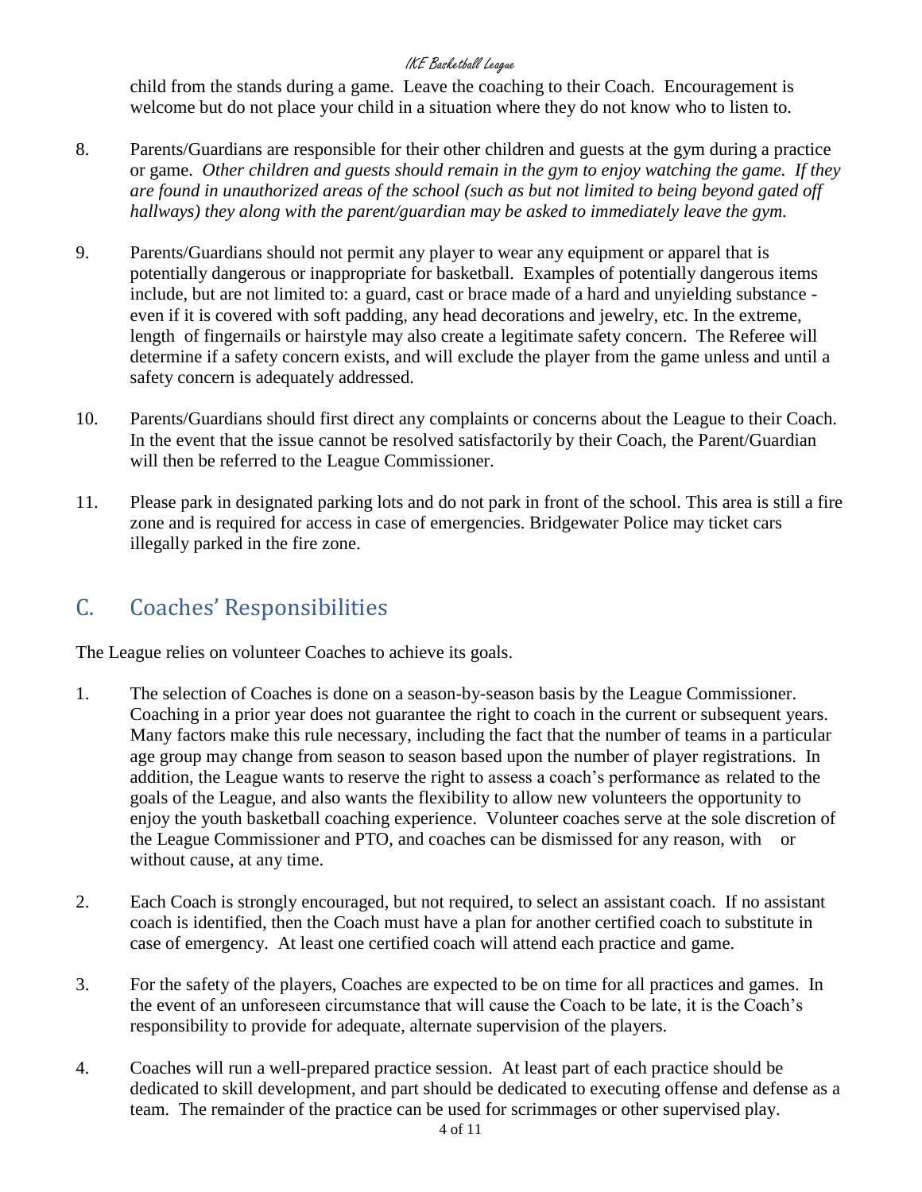child from the stands during a game. Leave the coaching to their Coach. Encouragement is welcome but do not place your child in a situation where they do not know who to listen to.

8. Parents/Guardians are responsible for their other children and guests at the gym during a practice or game. *Other children and guests should remain in the gym to enjoy watching the game. If they are found in unauthorized areas of the school (such as but not limited to being beyond gated off hallways) they along with the parent/guardian may be asked to immediately leave the gym.*

9. Parents/Guardians should not permit any player to wear any equipment or apparel that is potentially dangerous or inappropriate for basketball. Examples of potentially dangerous items include, but are not limited to: a guard, cast or brace made of a hard and unyielding substance - even if it is covered with soft padding, any head decorations and jewelry, etc. In the extreme, length of fingernails or hairstyle may also create a legitimate safety concern. The Referee will determine if a safety concern exists, and will exclude the player from the game unless and until a safety concern is adequately addressed.

10. Parents/Guardians should first direct any complaints or concerns about the League to their Coach. In the event that the issue cannot be resolved satisfactorily by their Coach, the Parent/Guardian will then be referred to the League Commissioner.

11. Please park in designated parking lots and do not park in front of the school. This area is still a fire zone and is required for access in case of emergencies. Bridgewater Police may ticket cars illegally parked in the fire zone.

## C. Coaches' Responsibilities

The League relies on volunteer Coaches to achieve its goals.

1. The selection of Coaches is done on a season-by-season basis by the League Commissioner. Coaching in a prior year does not guarantee the right to coach in the current or subsequent years. Many factors make this rule necessary, including the fact that the number of teams in a particular age group may change from season to season based upon the number of player registrations. In addition, the League wants to reserve the right to assess a coach's performance as related to the goals of the League, and also wants the flexibility to allow new volunteers the opportunity to enjoy the youth basketball coaching experience. Volunteer coaches serve at the sole discretion of the League Commissioner and PTO, and coaches can be dismissed for any reason, with or without cause, at any time.

2. Each Coach is strongly encouraged, but not required, to select an assistant coach. If no assistant coach is identified, then the Coach must have a plan for another certified coach to substitute in case of emergency. At least one certified coach will attend each practice and game.

3. For the safety of the players, Coaches are expected to be on time for all practices and games. In the event of an unforeseen circumstance that will cause the Coach to be late, it is the Coach's responsibility to provide for adequate, alternate supervision of the players.

4. Coaches will run a well-prepared practice session. At least part of each practice should be dedicated to skill development, and part should be dedicated to executing offense and defense as a team. The remainder of the practice can be used for scrimmages or other supervised play.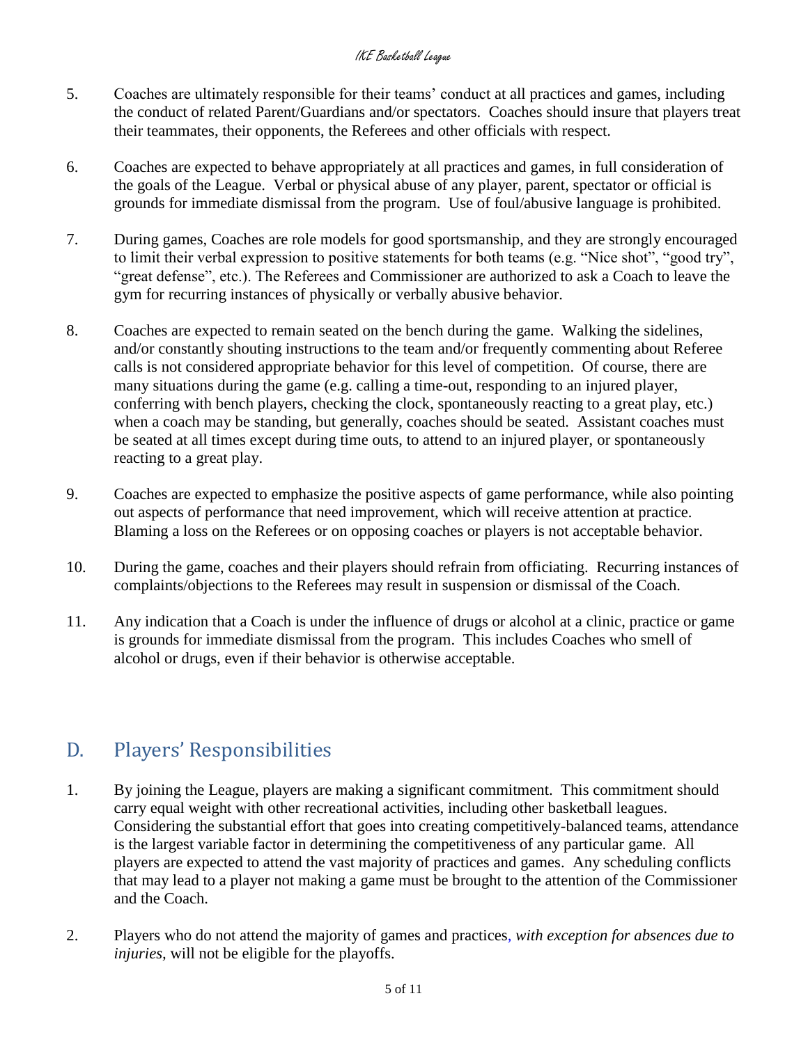5. Coaches are ultimately responsible for their teams' conduct at all practices and games, including the conduct of related Parent/Guardians and/or spectators. Coaches should insure that players treat their teammates, their opponents, the Referees and other officials with respect.

6. Coaches are expected to behave appropriately at all practices and games, in full consideration of the goals of the League. Verbal or physical abuse of any player, parent, spectator or official is grounds for immediate dismissal from the program. Use of foul/abusive language is prohibited.

7. During games, Coaches are role models for good sportsmanship, and they are strongly encouraged to limit their verbal expression to positive statements for both teams (e.g. "Nice shot", "good try", "great defense", etc.). The Referees and Commissioner are authorized to ask a Coach to leave the gym for recurring instances of physically or verbally abusive behavior.

8. Coaches are expected to remain seated on the bench during the game. Walking the sidelines, and/or constantly shouting instructions to the team and/or frequently commenting about Referee calls is not considered appropriate behavior for this level of competition. Of course, there are many situations during the game (e.g. calling a time-out, responding to an injured player, conferring with bench players, checking the clock, spontaneously reacting to a great play, etc.) when a coach may be standing, but generally, coaches should be seated. Assistant coaches must be seated at all times except during time outs, to attend to an injured player, or spontaneously reacting to a great play.

9. Coaches are expected to emphasize the positive aspects of game performance, while also pointing out aspects of performance that need improvement, which will receive attention at practice. Blaming a loss on the Referees or on opposing coaches or players is not acceptable behavior.

10. During the game, coaches and their players should refrain from officiating. Recurring instances of complaints/objections to the Referees may result in suspension or dismissal of the Coach.

11. Any indication that a Coach is under the influence of drugs or alcohol at a clinic, practice or game is grounds for immediate dismissal from the program. This includes Coaches who smell of alcohol or drugs, even if their behavior is otherwise acceptable.

## D. Players' Responsibilities

1. By joining the League, players are making a significant commitment. This commitment should carry equal weight with other recreational activities, including other basketball leagues. Considering the substantial effort that goes into creating competitively-balanced teams, attendance is the largest variable factor in determining the competitiveness of any particular game. All players are expected to attend the vast majority of practices and games. Any scheduling conflicts that may lead to a player not making a game must be brought to the attention of the Commissioner and the Coach.

2. Players who do not attend the majority of games and practices, *with exception for absences due to injuries,* will not be eligible for the playoffs.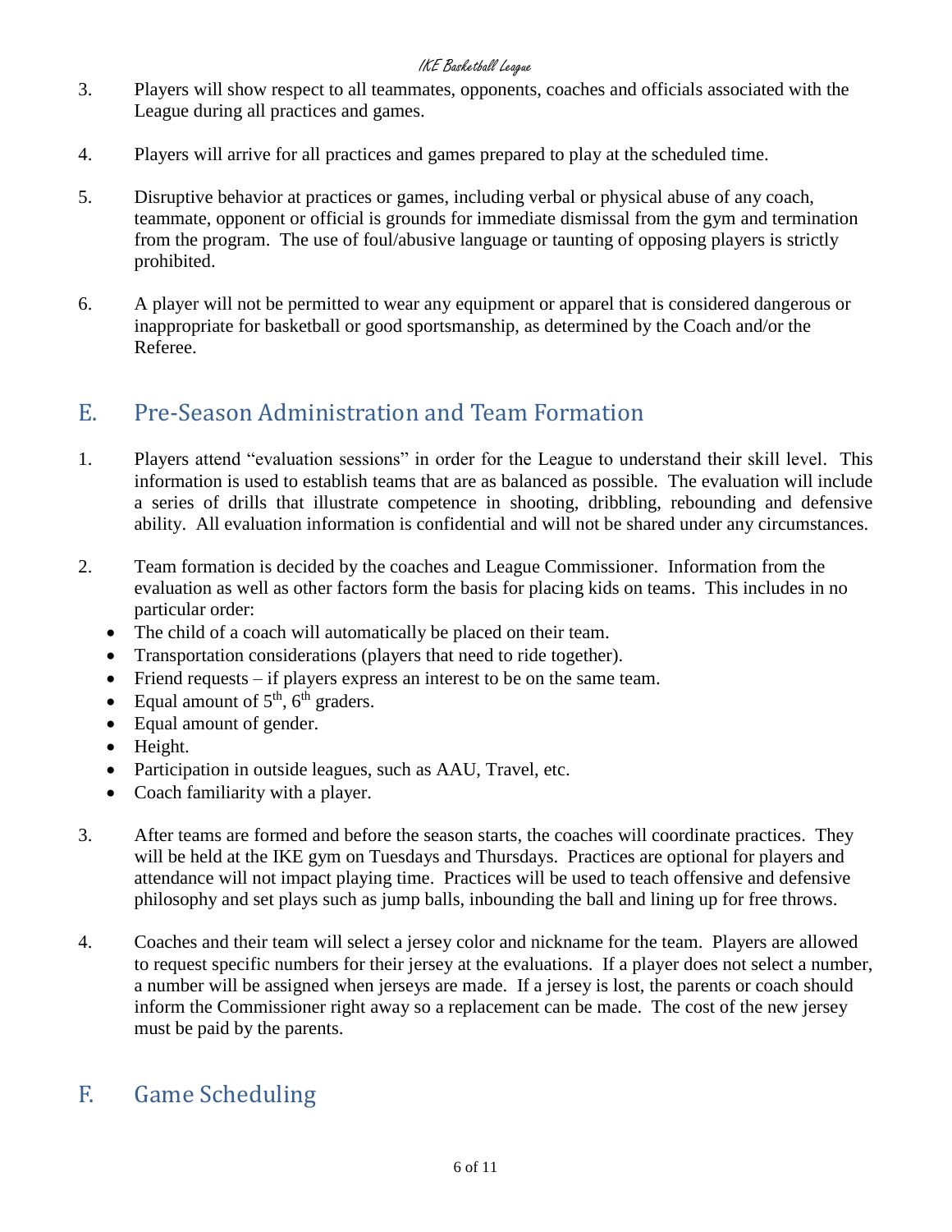3. Players will show respect to all teammates, opponents, coaches and officials associated with the League during all practices and games.

4. Players will arrive for all practices and games prepared to play at the scheduled time.

5. Disruptive behavior at practices or games, including verbal or physical abuse of any coach, teammate, opponent or official is grounds for immediate dismissal from the gym and termination from the program. The use of foul/abusive language or taunting of opposing players is strictly prohibited.

6. A player will not be permitted to wear any equipment or apparel that is considered dangerous or inappropriate for basketball or good sportsmanship, as determined by the Coach and/or the Referee.

## E. Pre-Season Administration and Team Formation

1. Players attend "evaluation sessions" in order for the League to understand their skill level. This information is used to establish teams that are as balanced as possible. The evaluation will include a series of drills that illustrate competence in shooting, dribbling, rebounding and defensive ability. All evaluation information is confidential and will not be shared under any circumstances.

2. Team formation is decided by the coaches and League Commissioner. Information from the evaluation as well as other factors form the basis for placing kids on teams. This includes in no particular order:
   - The child of a coach will automatically be placed on their team.
   - Transportation considerations (players that need to ride together).
   - Friend requests – if players express an interest to be on the same team.
   - Equal amount of 5th, 6th graders.
   - Equal amount of gender.
   - Height.
   - Participation in outside leagues, such as AAU, Travel, etc.
   - Coach familiarity with a player.

3. After teams are formed and before the season starts, the coaches will coordinate practices. They will be held at the IKE gym on Tuesdays and Thursdays. Practices are optional for players and attendance will not impact playing time. Practices will be used to teach offensive and defensive philosophy and set plays such as jump balls, inbounding the ball and lining up for free throws.

4. Coaches and their team will select a jersey color and nickname for the team. Players are allowed to request specific numbers for their jersey at the evaluations. If a player does not select a number, a number will be assigned when jerseys are made. If a jersey is lost, the parents or coach should inform the Commissioner right away so a replacement can be made. The cost of the new jersey must be paid by the parents.

## F. Game Scheduling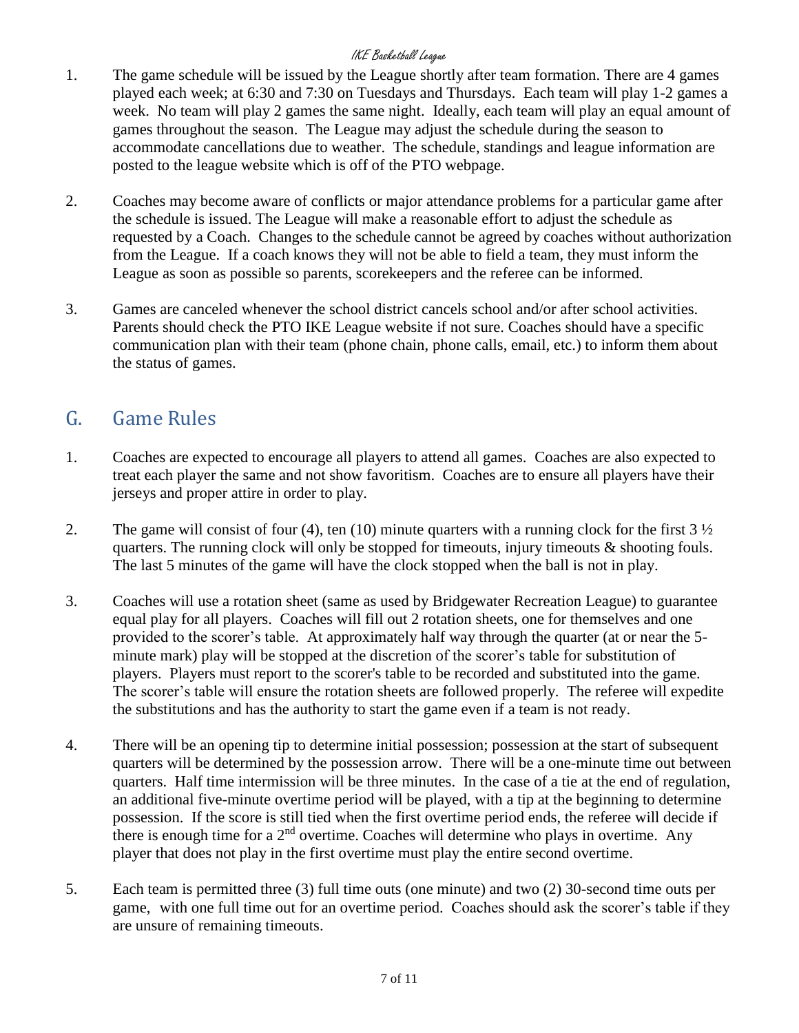1. The game schedule will be issued by the League shortly after team formation. There are 4 games played each week; at 6:30 and 7:30 on Tuesdays and Thursdays. Each team will play 1-2 games a week. No team will play 2 games the same night. Ideally, each team will play an equal amount of games throughout the season. The League may adjust the schedule during the season to accommodate cancellations due to weather. The schedule, standings and league information are posted to the league website which is off of the PTO webpage.

2. Coaches may become aware of conflicts or major attendance problems for a particular game after the schedule is issued. The League will make a reasonable effort to adjust the schedule as requested by a Coach. Changes to the schedule cannot be agreed by coaches without authorization from the League. If a coach knows they will not be able to field a team, they must inform the League as soon as possible so parents, scorekeepers and the referee can be informed.

3. Games are canceled whenever the school district cancels school and/or after school activities. Parents should check the PTO IKE League website if not sure. Coaches should have a specific communication plan with their team (phone chain, phone calls, email, etc.) to inform them about the status of games.

## G. Game Rules

1. Coaches are expected to encourage all players to attend all games. Coaches are also expected to treat each player the same and not show favoritism. Coaches are to ensure all players have their jerseys and proper attire in order to play.

2. The game will consist of four (4), ten (10) minute quarters with a running clock for the first 3 ½ quarters. The running clock will only be stopped for timeouts, injury timeouts & shooting fouls. The last 5 minutes of the game will have the clock stopped when the ball is not in play.

3. Coaches will use a rotation sheet (same as used by Bridgewater Recreation League) to guarantee equal play for all players. Coaches will fill out 2 rotation sheets, one for themselves and one provided to the scorer's table. At approximately half way through the quarter (at or near the 5-minute mark) play will be stopped at the discretion of the scorer's table for substitution of players. Players must report to the scorer's table to be recorded and substituted into the game. The scorer's table will ensure the rotation sheets are followed properly. The referee will expedite the substitutions and has the authority to start the game even if a team is not ready.

4. There will be an opening tip to determine initial possession; possession at the start of subsequent quarters will be determined by the possession arrow. There will be a one-minute time out between quarters. Half time intermission will be three minutes. In the case of a tie at the end of regulation, an additional five-minute overtime period will be played, with a tip at the beginning to determine possession. If the score is still tied when the first overtime period ends, the referee will decide if there is enough time for a 2nd overtime. Coaches will determine who plays in overtime. Any player that does not play in the first overtime must play the entire second overtime.

5. Each team is permitted three (3) full time outs (one minute) and two (2) 30-second time outs per game, with one full time out for an overtime period. Coaches should ask the scorer's table if they are unsure of remaining timeouts.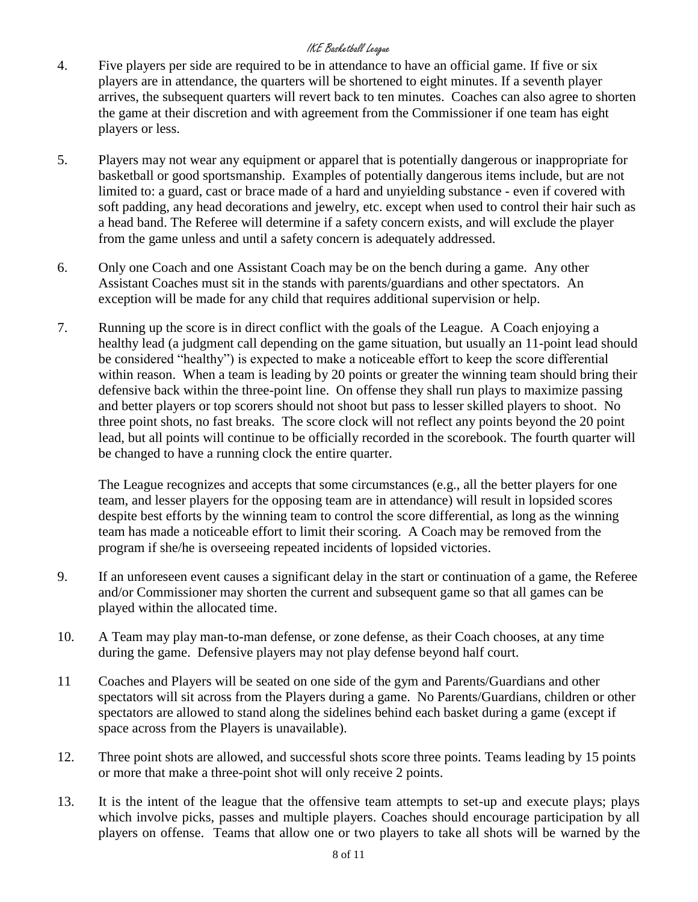4. Five players per side are required to be in attendance to have an official game. If five or six players are in attendance, the quarters will be shortened to eight minutes. If a seventh player arrives, the subsequent quarters will revert back to ten minutes. Coaches can also agree to shorten the game at their discretion and with agreement from the Commissioner if one team has eight players or less.

5. Players may not wear any equipment or apparel that is potentially dangerous or inappropriate for basketball or good sportsmanship. Examples of potentially dangerous items include, but are not limited to: a guard, cast or brace made of a hard and unyielding substance - even if covered with soft padding, any head decorations and jewelry, etc. except when used to control their hair such as a head band. The Referee will determine if a safety concern exists, and will exclude the player from the game unless and until a safety concern is adequately addressed.

6. Only one Coach and one Assistant Coach may be on the bench during a game. Any other Assistant Coaches must sit in the stands with parents/guardians and other spectators. An exception will be made for any child that requires additional supervision or help.

7. Running up the score is in direct conflict with the goals of the League. A Coach enjoying a healthy lead (a judgment call depending on the game situation, but usually an 11-point lead should be considered "healthy") is expected to make a noticeable effort to keep the score differential within reason. When a team is leading by 20 points or greater the winning team should bring their defensive back within the three-point line. On offense they shall run plays to maximize passing and better players or top scorers should not shoot but pass to lesser skilled players to shoot. No three point shots, no fast breaks. The score clock will not reflect any points beyond the 20 point lead, but all points will continue to be officially recorded in the scorebook. The fourth quarter will be changed to have a running clock the entire quarter.

   The League recognizes and accepts that some circumstances (e.g., all the better players for one team, and lesser players for the opposing team are in attendance) will result in lopsided scores despite best efforts by the winning team to control the score differential, as long as the winning team has made a noticeable effort to limit their scoring. A Coach may be removed from the program if she/he is overseeing repeated incidents of lopsided victories.

9. If an unforeseen event causes a significant delay in the start or continuation of a game, the Referee and/or Commissioner may shorten the current and subsequent game so that all games can be played within the allocated time.

10. A Team may play man-to-man defense, or zone defense, as their Coach chooses, at any time during the game. Defensive players may not play defense beyond half court.

11 Coaches and Players will be seated on one side of the gym and Parents/Guardians and other spectators will sit across from the Players during a game. No Parents/Guardians, children or other spectators are allowed to stand along the sidelines behind each basket during a game (except if space across from the Players is unavailable).

12. Three point shots are allowed, and successful shots score three points. Teams leading by 15 points or more that make a three-point shot will only receive 2 points.

13. It is the intent of the league that the offensive team attempts to set-up and execute plays; plays which involve picks, passes and multiple players. Coaches should encourage participation by all players on offense. Teams that allow one or two players to take all shots will be warned by the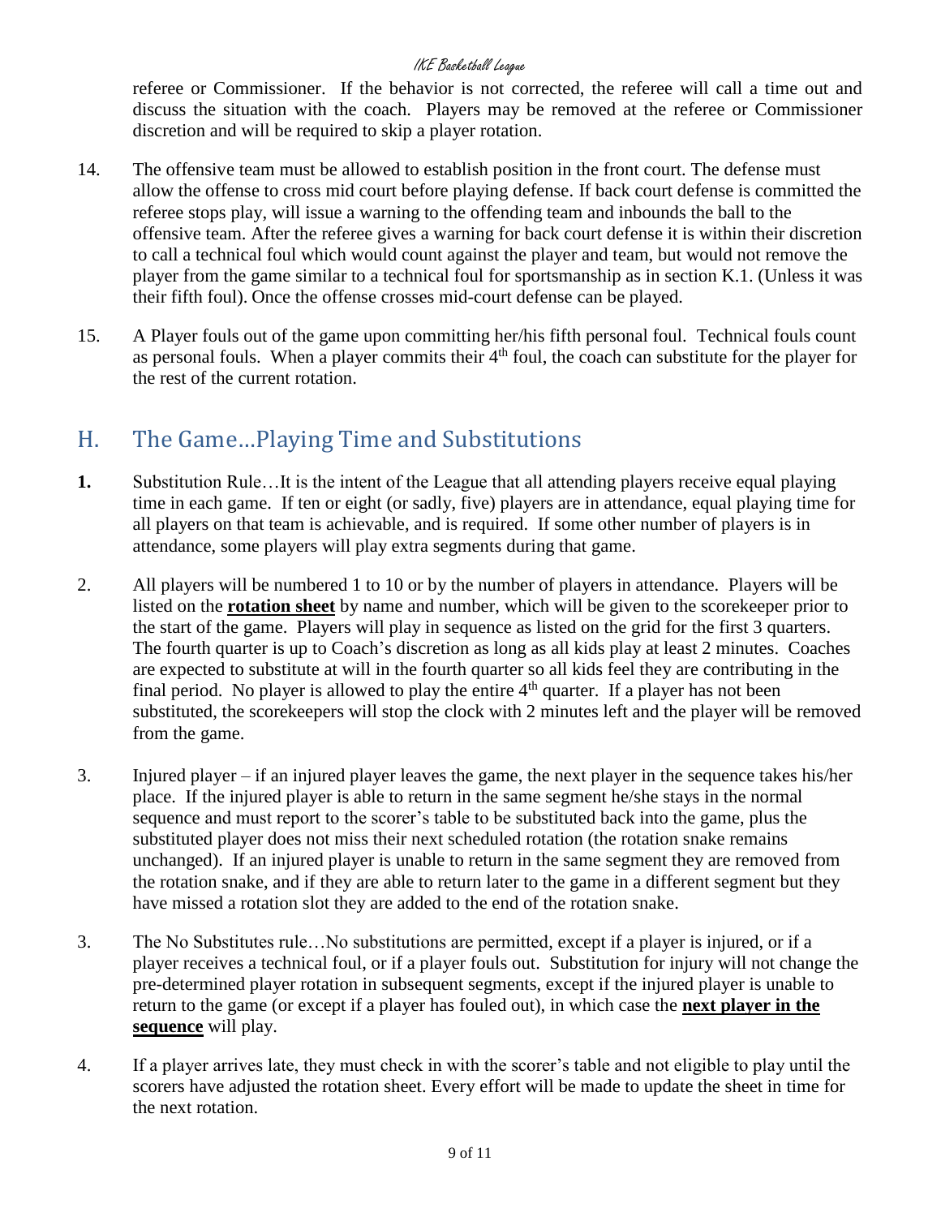referee or Commissioner. If the behavior is not corrected, the referee will call a time out and discuss the situation with the coach. Players may be removed at the referee or Commissioner discretion and will be required to skip a player rotation.

14. The offensive team must be allowed to establish position in the front court. The defense must allow the offense to cross mid court before playing defense. If back court defense is committed the referee stops play, will issue a warning to the offending team and inbounds the ball to the offensive team. After the referee gives a warning for back court defense it is within their discretion to call a technical foul which would count against the player and team, but would not remove the player from the game similar to a technical foul for sportsmanship as in section K.1. (Unless it was their fifth foul). Once the offense crosses mid-court defense can be played.

15. A Player fouls out of the game upon committing her/his fifth personal foul. Technical fouls count as personal fouls. When a player commits their 4th foul, the coach can substitute for the player for the rest of the current rotation.

## H. The Game…Playing Time and Substitutions

**1.** Substitution Rule…It is the intent of the League that all attending players receive equal playing time in each game. If ten or eight (or sadly, five) players are in attendance, equal playing time for all players on that team is achievable, and is required. If some other number of players is in attendance, some players will play extra segments during that game.

2. All players will be numbered 1 to 10 or by the number of players in attendance. Players will be listed on the **rotation sheet** by name and number, which will be given to the scorekeeper prior to the start of the game. Players will play in sequence as listed on the grid for the first 3 quarters. The fourth quarter is up to Coach's discretion as long as all kids play at least 2 minutes. Coaches are expected to substitute at will in the fourth quarter so all kids feel they are contributing in the final period. No player is allowed to play the entire 4th quarter. If a player has not been substituted, the scorekeepers will stop the clock with 2 minutes left and the player will be removed from the game.

3. Injured player – if an injured player leaves the game, the next player in the sequence takes his/her place. If the injured player is able to return in the same segment he/she stays in the normal sequence and must report to the scorer's table to be substituted back into the game, plus the substituted player does not miss their next scheduled rotation (the rotation snake remains unchanged). If an injured player is unable to return in the same segment they are removed from the rotation snake, and if they are able to return later to the game in a different segment but they have missed a rotation slot they are added to the end of the rotation snake.

3. The No Substitutes rule…No substitutions are permitted, except if a player is injured, or if a player receives a technical foul, or if a player fouls out. Substitution for injury will not change the pre-determined player rotation in subsequent segments, except if the injured player is unable to return to the game (or except if a player has fouled out), in which case the **next player in the sequence** will play.

4. If a player arrives late, they must check in with the scorer's table and not eligible to play until the scorers have adjusted the rotation sheet. Every effort will be made to update the sheet in time for the next rotation.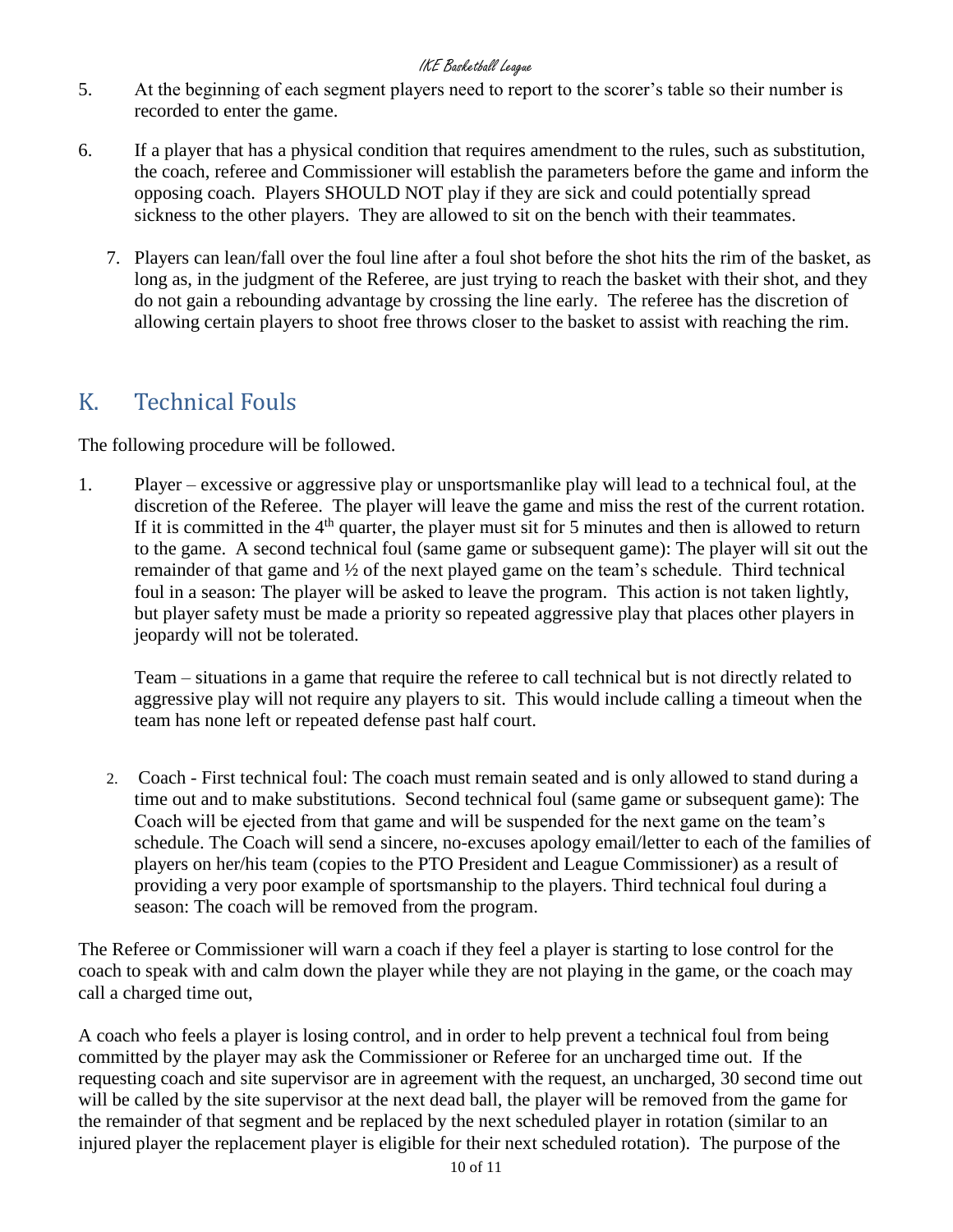5. At the beginning of each segment players need to report to the scorer's table so their number is recorded to enter the game.

6. If a player that has a physical condition that requires amendment to the rules, such as substitution, the coach, referee and Commissioner will establish the parameters before the game and inform the opposing coach. Players SHOULD NOT play if they are sick and could potentially spread sickness to the other players. They are allowed to sit on the bench with their teammates.

7. Players can lean/fall over the foul line after a foul shot before the shot hits the rim of the basket, as long as, in the judgment of the Referee, are just trying to reach the basket with their shot, and they do not gain a rebounding advantage by crossing the line early. The referee has the discretion of allowing certain players to shoot free throws closer to the basket to assist with reaching the rim.

## K. Technical Fouls

The following procedure will be followed.

1. Player – excessive or aggressive play or unsportsmanlike play will lead to a technical foul, at the discretion of the Referee. The player will leave the game and miss the rest of the current rotation. If it is committed in the 4th quarter, the player must sit for 5 minutes and then is allowed to return to the game. A second technical foul (same game or subsequent game): The player will sit out the remainder of that game and ½ of the next played game on the team's schedule. Third technical foul in a season: The player will be asked to leave the program. This action is not taken lightly, but player safety must be made a priority so repeated aggressive play that places other players in jeopardy will not be tolerated.

   Team – situations in a game that require the referee to call technical but is not directly related to aggressive play will not require any players to sit. This would include calling a timeout when the team has none left or repeated defense past half court.

2. Coach - First technical foul: The coach must remain seated and is only allowed to stand during a time out and to make substitutions. Second technical foul (same game or subsequent game): The Coach will be ejected from that game and will be suspended for the next game on the team's schedule. The Coach will send a sincere, no-excuses apology email/letter to each of the families of players on her/his team (copies to the PTO President and League Commissioner) as a result of providing a very poor example of sportsmanship to the players. Third technical foul during a season: The coach will be removed from the program.

The Referee or Commissioner will warn a coach if they feel a player is starting to lose control for the coach to speak with and calm down the player while they are not playing in the game, or the coach may call a charged time out,

A coach who feels a player is losing control, and in order to help prevent a technical foul from being committed by the player may ask the Commissioner or Referee for an uncharged time out. If the requesting coach and site supervisor are in agreement with the request, an uncharged, 30 second time out will be called by the site supervisor at the next dead ball, the player will be removed from the game for the remainder of that segment and be replaced by the next scheduled player in rotation (similar to an injured player the replacement player is eligible for their next scheduled rotation). The purpose of the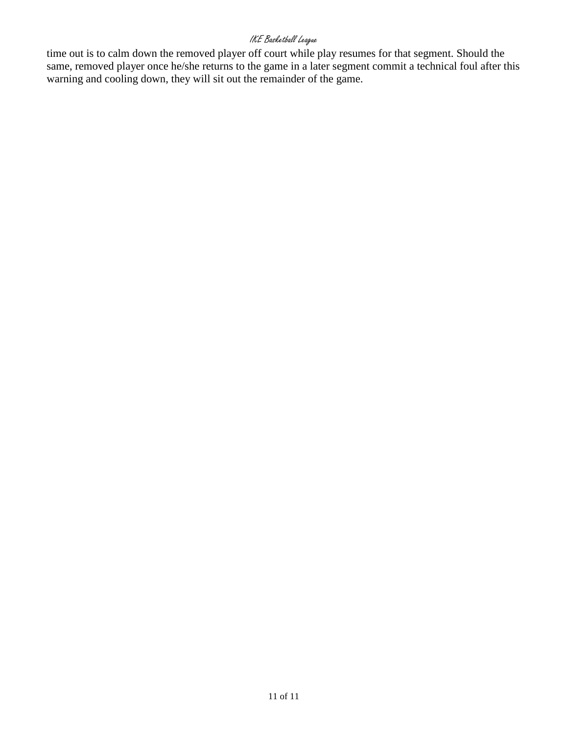time out is to calm down the removed player off court while play resumes for that segment. Should the same, removed player once he/she returns to the game in a later segment commit a technical foul after this warning and cooling down, they will sit out the remainder of the game.